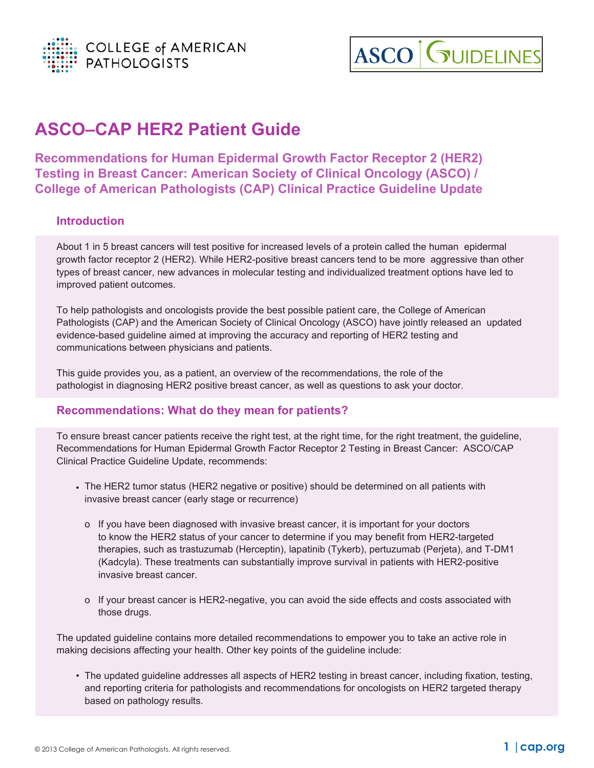# ASCO–CAP HER2 Patient Guide

## Recommendations for Human Epidermal Growth Factor Receptor 2 (HER2) Testing in Breast Cancer: American Society of Clinical Oncology (ASCO) / College of American Pathologists (CAP) Clinical Practice Guideline Update

### Introduction

About 1 in 5 breast cancers will test positive for increased levels of a protein called the human epidermal growth factor receptor 2 (HER2). While HER2-positive breast cancers tend to be more aggressive than other types of breast cancer, new advances in molecular testing and individualized treatment options have led to improved patient outcomes.

To help pathologists and oncologists provide the best possible patient care, the College of American Pathologists (CAP) and the American Society of Clinical Oncology (ASCO) have jointly released an updated evidence-based guideline aimed at improving the accuracy and reporting of HER2 testing and communications between physicians and patients.

This guide provides you, as a patient, an overview of the recommendations, the role of the pathologist in diagnosing HER2 positive breast cancer, as well as questions to ask your doctor.

### Recommendations: What do they mean for patients?

To ensure breast cancer patients receive the right test, at the right time, for the right treatment, the guideline, Recommendations for Human Epidermal Growth Factor Receptor 2 Testing in Breast Cancer: ASCO/CAP Clinical Practice Guideline Update, recommends:

- The HER2 tumor status (HER2 negative or positive) should be determined on all patients with invasive breast cancer (early stage or recurrence)
  - If you have been diagnosed with invasive breast cancer, it is important for your doctors to know the HER2 status of your cancer to determine if you may benefit from HER2-targeted therapies, such as trastuzumab (Herceptin), lapatinib (Tykerb), pertuzumab (Perjeta), and T-DM1 (Kadcyla). These treatments can substantially improve survival in patients with HER2-positive invasive breast cancer.
  - If your breast cancer is HER2-negative, you can avoid the side effects and costs associated with those drugs.

The updated guideline contains more detailed recommendations to empower you to take an active role in making decisions affecting your health. Other key points of the guideline include:

- The updated guideline addresses all aspects of HER2 testing in breast cancer, including fixation, testing, and reporting criteria for pathologists and recommendations for oncologists on HER2 targeted therapy based on pathology results.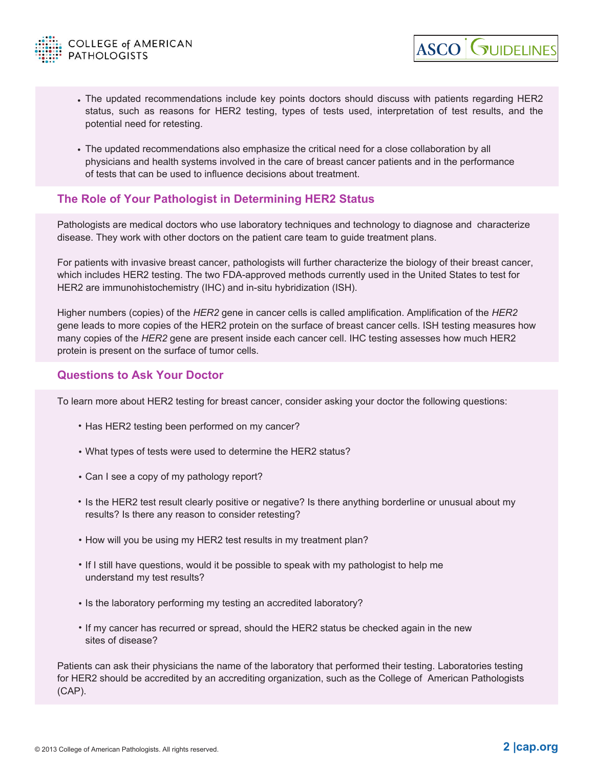- The updated recommendations include key points doctors should discuss with patients regarding HER2 status, such as reasons for HER2 testing, types of tests used, interpretation of test results, and the potential need for retesting.

- The updated recommendations also emphasize the critical need for a close collaboration by all physicians and health systems involved in the care of breast cancer patients and in the performance of tests that can be used to influence decisions about treatment.

## The Role of Your Pathologist in Determining HER2 Status

Pathologists are medical doctors who use laboratory techniques and technology to diagnose and characterize disease. They work with other doctors on the patient care team to guide treatment plans.

For patients with invasive breast cancer, pathologists will further characterize the biology of their breast cancer, which includes HER2 testing. The two FDA-approved methods currently used in the United States to test for HER2 are immunohistochemistry (IHC) and in-situ hybridization (ISH).

Higher numbers (copies) of the *HER2* gene in cancer cells is called amplification. Amplification of the *HER2* gene leads to more copies of the HER2 protein on the surface of breast cancer cells. ISH testing measures how many copies of the *HER2* gene are present inside each cancer cell. IHC testing assesses how much HER2 protein is present on the surface of tumor cells.

## Questions to Ask Your Doctor

To learn more about HER2 testing for breast cancer, consider asking your doctor the following questions:

- Has HER2 testing been performed on my cancer?
- What types of tests were used to determine the HER2 status?
- Can I see a copy of my pathology report?
- Is the HER2 test result clearly positive or negative? Is there anything borderline or unusual about my results? Is there any reason to consider retesting?
- How will you be using my HER2 test results in my treatment plan?
- If I still have questions, would it be possible to speak with my pathologist to help me understand my test results?
- Is the laboratory performing my testing an accredited laboratory?
- If my cancer has recurred or spread, should the HER2 status be checked again in the new sites of disease?

Patients can ask their physicians the name of the laboratory that performed their testing. Laboratories testing for HER2 should be accredited by an accrediting organization, such as the College of American Pathologists (CAP).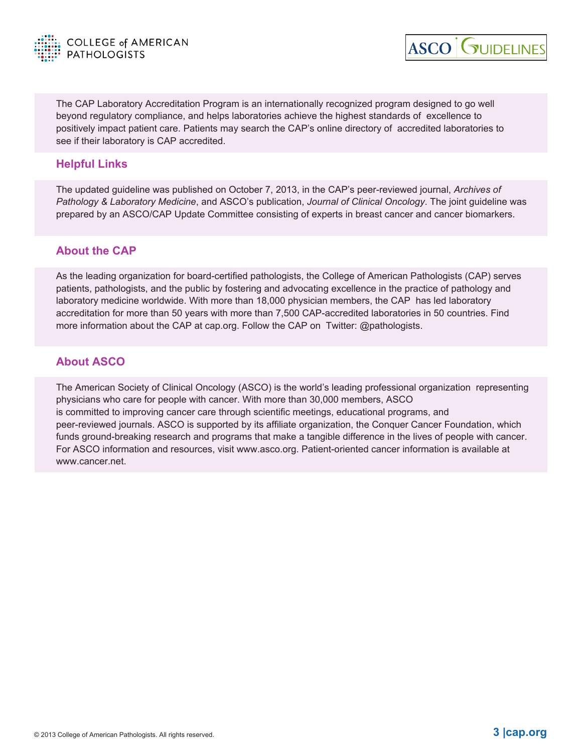The CAP Laboratory Accreditation Program is an internationally recognized program designed to go well beyond regulatory compliance, and helps laboratories achieve the highest standards of excellence to positively impact patient care. Patients may search the CAP's online directory of accredited laboratories to see if their laboratory is CAP accredited.

## Helpful Links

The updated guideline was published on October 7, 2013, in the CAP's peer-reviewed journal, *Archives of Pathology & Laboratory Medicine*, and ASCO's publication, *Journal of Clinical Oncology*. The joint guideline was prepared by an ASCO/CAP Update Committee consisting of experts in breast cancer and cancer biomarkers.

## About the CAP

As the leading organization for board-certified pathologists, the College of American Pathologists (CAP) serves patients, pathologists, and the public by fostering and advocating excellence in the practice of pathology and laboratory medicine worldwide. With more than 18,000 physician members, the CAP has led laboratory accreditation for more than 50 years with more than 7,500 CAP-accredited laboratories in 50 countries. Find more information about the CAP at cap.org. Follow the CAP on Twitter: @pathologists.

## About ASCO

The American Society of Clinical Oncology (ASCO) is the world's leading professional organization representing physicians who care for people with cancer. With more than 30,000 members, ASCO is committed to improving cancer care through scientific meetings, educational programs, and peer-reviewed journals. ASCO is supported by its affiliate organization, the Conquer Cancer Foundation, which funds ground-breaking research and programs that make a tangible difference in the lives of people with cancer. For ASCO information and resources, visit www.asco.org. Patient-oriented cancer information is available at www.cancer.net.

© 2013 College of American Pathologists. All rights reserved.